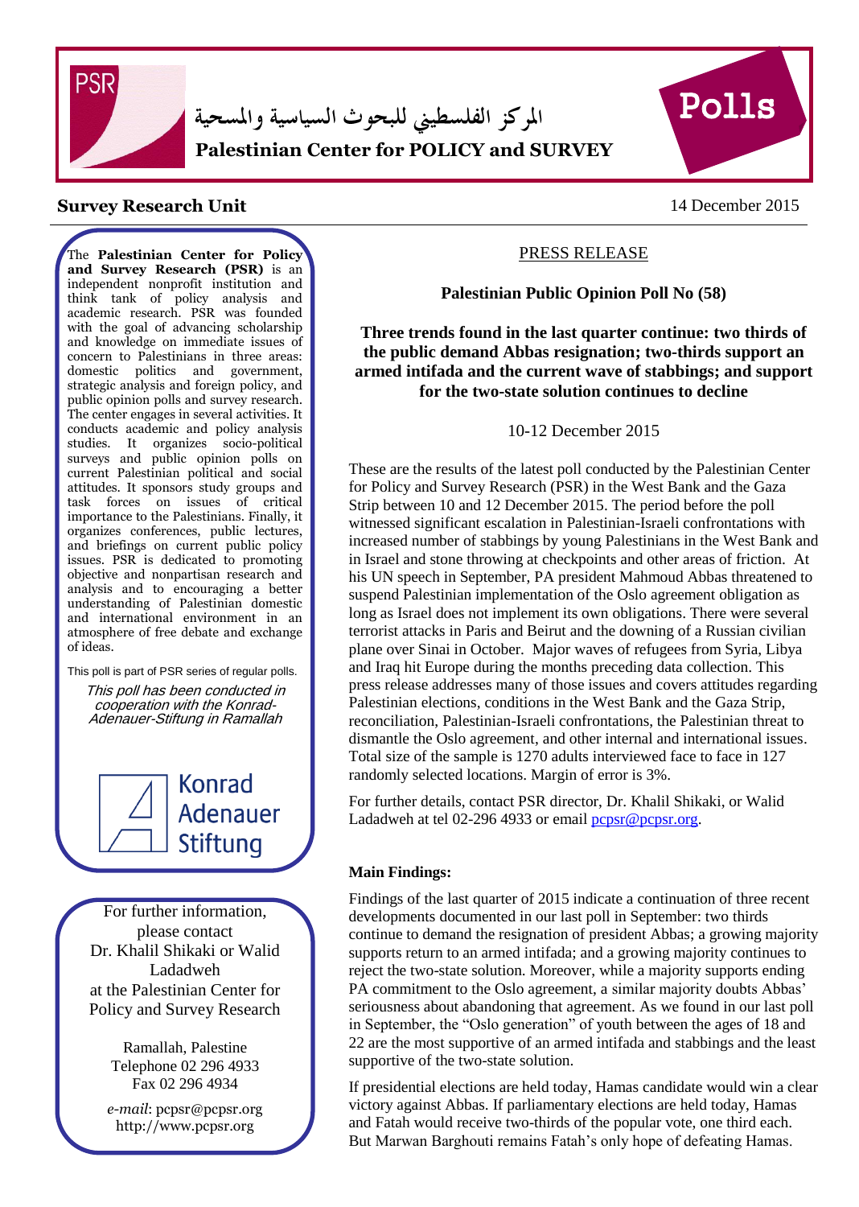المركز الفلسطيني للبحوث السياسية والمسحية

**Palestinian Center for POLICY and SURVEY**

Polls

**Survey Research Unit**

14 December 2015

The **Palestinian Center for Policy and Survey Research (PSR)** is an independent nonprofit institution and think tank of policy analysis and academic research. PSR was founded with the goal of advancing scholarship and knowledge on immediate issues of concern to Palestinians in three areas: domestic politics and government, strategic analysis and foreign policy, and public opinion polls and survey research. The center engages in several activities. It conducts academic and policy analysis studies. It organizes socio-political surveys and public opinion polls on current Palestinian political and social attitudes. It sponsors study groups and task forces on issues of critical importance to the Palestinians. Finally, it organizes conferences, public lectures, and briefings on current public policy issues. PSR is dedicated to promoting objective and nonpartisan research and analysis and to encouraging a better understanding of Palestinian domestic and international environment in an atmosphere of free debate and exchange of ideas.

This poll is part of PSR series of regular polls.

*This poll has been conducted in cooperation with the Konrad-Adenauer-Stiftung in Ramallah*

Konrad Adenauer Stiftung

For further information, please contact Dr. Khalil Shikaki or Walid Ladadweh at the Palestinian Center for Policy and Survey Research

Ramallah, Palestine
Telephone 02 296 4933
Fax 02 296 4934

*e-mail*: pcpsr@pcpsr.org
http://www.pcpsr.org

PRESS RELEASE

**Palestinian Public Opinion Poll No (58)**

**Three trends found in the last quarter continue: two thirds of the public demand Abbas resignation; two-thirds support an armed intifada and the current wave of stabbings; and support for the two-state solution continues to decline**

10-12 December 2015

These are the results of the latest poll conducted by the Palestinian Center for Policy and Survey Research (PSR) in the West Bank and the Gaza Strip between 10 and 12 December 2015. The period before the poll witnessed significant escalation in Palestinian-Israeli confrontations with increased number of stabbings by young Palestinians in the West Bank and in Israel and stone throwing at checkpoints and other areas of friction. At his UN speech in September, PA president Mahmoud Abbas threatened to suspend Palestinian implementation of the Oslo agreement obligation as long as Israel does not implement its own obligations. There were several terrorist attacks in Paris and Beirut and the downing of a Russian civilian plane over Sinai in October. Major waves of refugees from Syria, Libya and Iraq hit Europe during the months preceding data collection. This press release addresses many of those issues and covers attitudes regarding Palestinian elections, conditions in the West Bank and the Gaza Strip, reconciliation, Palestinian-Israeli confrontations, the Palestinian threat to dismantle the Oslo agreement, and other internal and international issues. Total size of the sample is 1270 adults interviewed face to face in 127 randomly selected locations. Margin of error is 3%.

For further details, contact PSR director, Dr. Khalil Shikaki, or Walid Ladadweh at tel 02-296 4933 or email pcpsr@pcpsr.org.

**Main Findings:**

Findings of the last quarter of 2015 indicate a continuation of three recent developments documented in our last poll in September: two thirds continue to demand the resignation of president Abbas; a growing majority supports return to an armed intifada; and a growing majority continues to reject the two-state solution. Moreover, while a majority supports ending PA commitment to the Oslo agreement, a similar majority doubts Abbas' seriousness about abandoning that agreement. As we found in our last poll in September, the "Oslo generation" of youth between the ages of 18 and 22 are the most supportive of an armed intifada and stabbings and the least supportive of the two-state solution.

If presidential elections are held today, Hamas candidate would win a clear victory against Abbas. If parliamentary elections are held today, Hamas and Fatah would receive two-thirds of the popular vote, one third each. But Marwan Barghouti remains Fatah's only hope of defeating Hamas.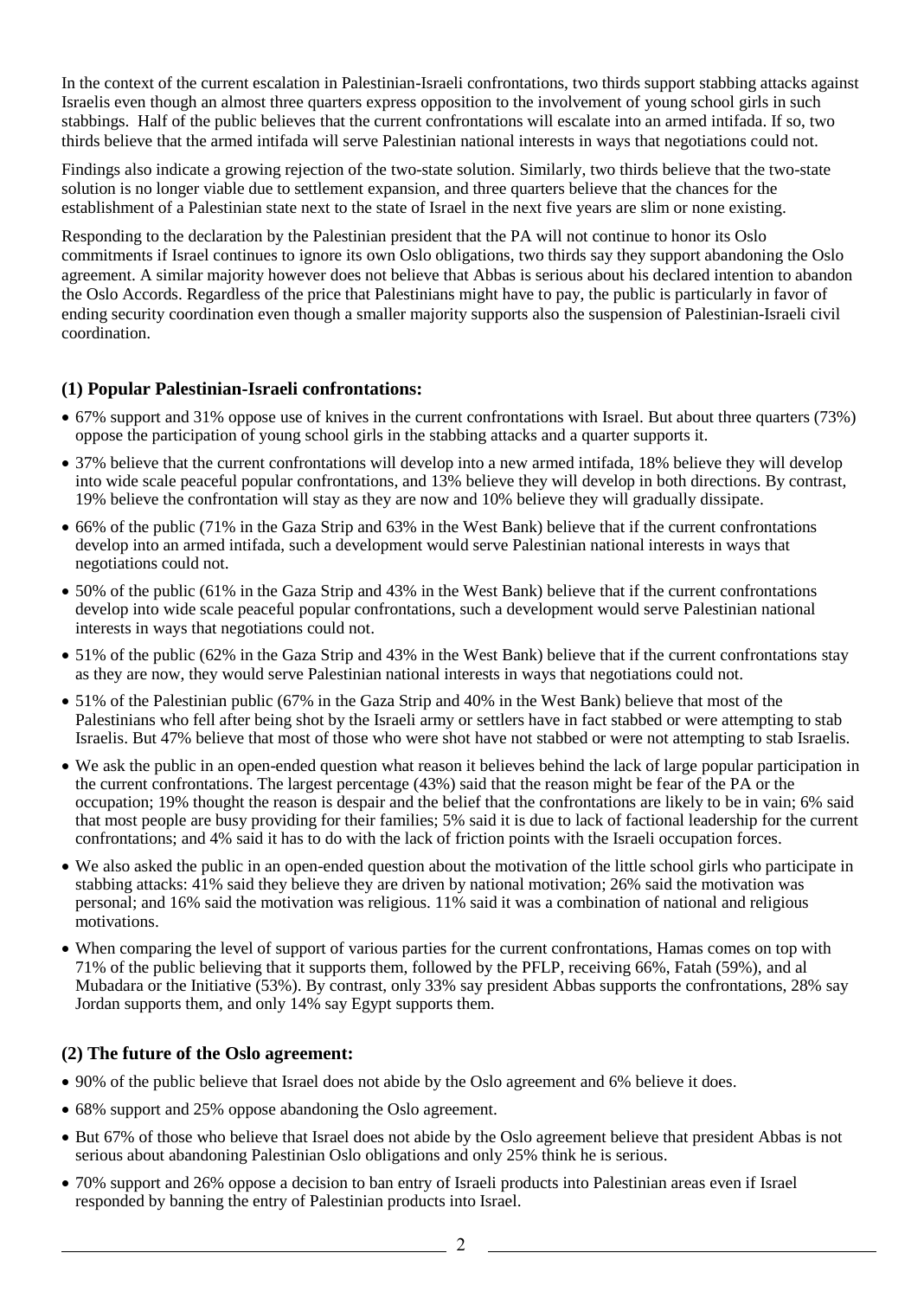In the context of the current escalation in Palestinian-Israeli confrontations, two thirds support stabbing attacks against Israelis even though an almost three quarters express opposition to the involvement of young school girls in such stabbings. Half of the public believes that the current confrontations will escalate into an armed intifada. If so, two thirds believe that the armed intifada will serve Palestinian national interests in ways that negotiations could not.

Findings also indicate a growing rejection of the two-state solution. Similarly, two thirds believe that the two-state solution is no longer viable due to settlement expansion, and three quarters believe that the chances for the establishment of a Palestinian state next to the state of Israel in the next five years are slim or none existing.

Responding to the declaration by the Palestinian president that the PA will not continue to honor its Oslo commitments if Israel continues to ignore its own Oslo obligations, two thirds say they support abandoning the Oslo agreement. A similar majority however does not believe that Abbas is serious about his declared intention to abandon the Oslo Accords. Regardless of the price that Palestinians might have to pay, the public is particularly in favor of ending security coordination even though a smaller majority supports also the suspension of Palestinian-Israeli civil coordination.

### (1) Popular Palestinian-Israeli confrontations:

- 67% support and 31% oppose use of knives in the current confrontations with Israel. But about three quarters (73%) oppose the participation of young school girls in the stabbing attacks and a quarter supports it.
- 37% believe that the current confrontations will develop into a new armed intifada, 18% believe they will develop into wide scale peaceful popular confrontations, and 13% believe they will develop in both directions. By contrast, 19% believe the confrontation will stay as they are now and 10% believe they will gradually dissipate.
- 66% of the public (71% in the Gaza Strip and 63% in the West Bank) believe that if the current confrontations develop into an armed intifada, such a development would serve Palestinian national interests in ways that negotiations could not.
- 50% of the public (61% in the Gaza Strip and 43% in the West Bank) believe that if the current confrontations develop into wide scale peaceful popular confrontations, such a development would serve Palestinian national interests in ways that negotiations could not.
- 51% of the public (62% in the Gaza Strip and 43% in the West Bank) believe that if the current confrontations stay as they are now, they would serve Palestinian national interests in ways that negotiations could not.
- 51% of the Palestinian public (67% in the Gaza Strip and 40% in the West Bank) believe that most of the Palestinians who fell after being shot by the Israeli army or settlers have in fact stabbed or were attempting to stab Israelis. But 47% believe that most of those who were shot have not stabbed or were not attempting to stab Israelis.
- We ask the public in an open-ended question what reason it believes behind the lack of large popular participation in the current confrontations. The largest percentage (43%) said that the reason might be fear of the PA or the occupation; 19% thought the reason is despair and the belief that the confrontations are likely to be in vain; 6% said that most people are busy providing for their families; 5% said it is due to lack of factional leadership for the current confrontations; and 4% said it has to do with the lack of friction points with the Israeli occupation forces.
- We also asked the public in an open-ended question about the motivation of the little school girls who participate in stabbing attacks: 41% said they believe they are driven by national motivation; 26% said the motivation was personal; and 16% said the motivation was religious. 11% said it was a combination of national and religious motivations.
- When comparing the level of support of various parties for the current confrontations, Hamas comes on top with 71% of the public believing that it supports them, followed by the PFLP, receiving 66%, Fatah (59%), and al Mubadara or the Initiative (53%). By contrast, only 33% say president Abbas supports the confrontations, 28% say Jordan supports them, and only 14% say Egypt supports them.

### (2) The future of the Oslo agreement:

- 90% of the public believe that Israel does not abide by the Oslo agreement and 6% believe it does.
- 68% support and 25% oppose abandoning the Oslo agreement.
- But 67% of those who believe that Israel does not abide by the Oslo agreement believe that president Abbas is not serious about abandoning Palestinian Oslo obligations and only 25% think he is serious.
- 70% support and 26% oppose a decision to ban entry of Israeli products into Palestinian areas even if Israel responded by banning the entry of Palestinian products into Israel.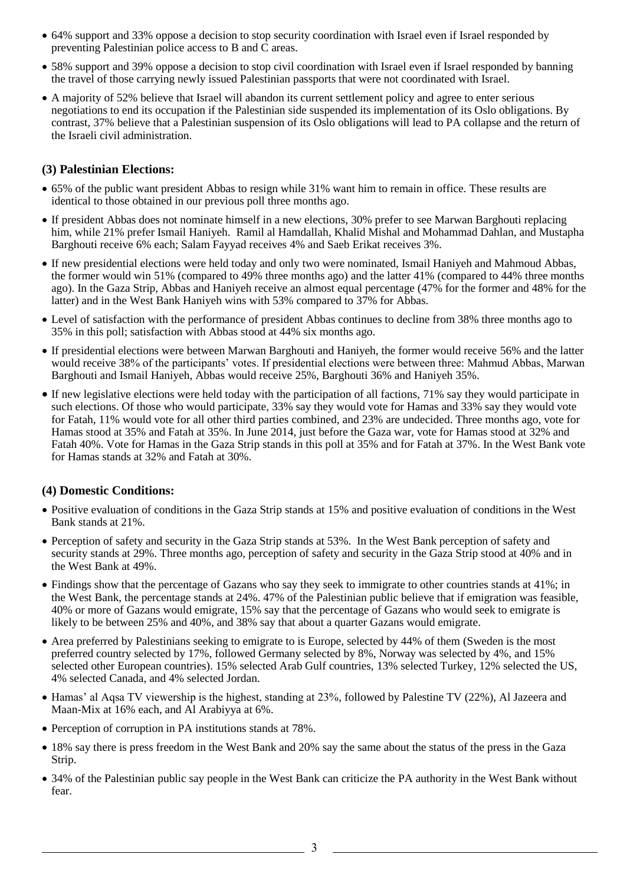- 64% support and 33% oppose a decision to stop security coordination with Israel even if Israel responded by preventing Palestinian police access to B and C areas.
- 58% support and 39% oppose a decision to stop civil coordination with Israel even if Israel responded by banning the travel of those carrying newly issued Palestinian passports that were not coordinated with Israel.
- A majority of 52% believe that Israel will abandon its current settlement policy and agree to enter serious negotiations to end its occupation if the Palestinian side suspended its implementation of its Oslo obligations. By contrast, 37% believe that a Palestinian suspension of its Oslo obligations will lead to PA collapse and the return of the Israeli civil administration.

### (3) Palestinian Elections:

- 65% of the public want president Abbas to resign while 31% want him to remain in office. These results are identical to those obtained in our previous poll three months ago.
- If president Abbas does not nominate himself in a new elections, 30% prefer to see Marwan Barghouti replacing him, while 21% prefer Ismail Haniyeh. Ramil al Hamdallah, Khalid Mishal and Mohammad Dahlan, and Mustapha Barghouti receive 6% each; Salam Fayyad receives 4% and Saeb Erikat receives 3%.
- If new presidential elections were held today and only two were nominated, Ismail Haniyeh and Mahmoud Abbas, the former would win 51% (compared to 49% three months ago) and the latter 41% (compared to 44% three months ago). In the Gaza Strip, Abbas and Haniyeh receive an almost equal percentage (47% for the former and 48% for the latter) and in the West Bank Haniyeh wins with 53% compared to 37% for Abbas.
- Level of satisfaction with the performance of president Abbas continues to decline from 38% three months ago to 35% in this poll; satisfaction with Abbas stood at 44% six months ago.
- If presidential elections were between Marwan Barghouti and Haniyeh, the former would receive 56% and the latter would receive 38% of the participants' votes. If presidential elections were between three: Mahmud Abbas, Marwan Barghouti and Ismail Haniyeh, Abbas would receive 25%, Barghouti 36% and Haniyeh 35%.
- If new legislative elections were held today with the participation of all factions, 71% say they would participate in such elections. Of those who would participate, 33% say they would vote for Hamas and 33% say they would vote for Fatah, 11% would vote for all other third parties combined, and 23% are undecided. Three months ago, vote for Hamas stood at 35% and Fatah at 35%. In June 2014, just before the Gaza war, vote for Hamas stood at 32% and Fatah 40%. Vote for Hamas in the Gaza Strip stands in this poll at 35% and for Fatah at 37%. In the West Bank vote for Hamas stands at 32% and Fatah at 30%.

### (4) Domestic Conditions:

- Positive evaluation of conditions in the Gaza Strip stands at 15% and positive evaluation of conditions in the West Bank stands at 21%.
- Perception of safety and security in the Gaza Strip stands at 53%. In the West Bank perception of safety and security stands at 29%. Three months ago, perception of safety and security in the Gaza Strip stood at 40% and in the West Bank at 49%.
- Findings show that the percentage of Gazans who say they seek to immigrate to other countries stands at 41%; in the West Bank, the percentage stands at 24%. 47% of the Palestinian public believe that if emigration was feasible, 40% or more of Gazans would emigrate, 15% say that the percentage of Gazans who would seek to emigrate is likely to be between 25% and 40%, and 38% say that about a quarter Gazans would emigrate.
- Area preferred by Palestinians seeking to emigrate to is Europe, selected by 44% of them (Sweden is the most preferred country selected by 17%, followed Germany selected by 8%, Norway was selected by 4%, and 15% selected other European countries). 15% selected Arab Gulf countries, 13% selected Turkey, 12% selected the US, 4% selected Canada, and 4% selected Jordan.
- Hamas' al Aqsa TV viewership is the highest, standing at 23%, followed by Palestine TV (22%), Al Jazeera and Maan-Mix at 16% each, and Al Arabiyya at 6%.
- Perception of corruption in PA institutions stands at 78%.
- 18% say there is press freedom in the West Bank and 20% say the same about the status of the press in the Gaza Strip.
- 34% of the Palestinian public say people in the West Bank can criticize the PA authority in the West Bank without fear.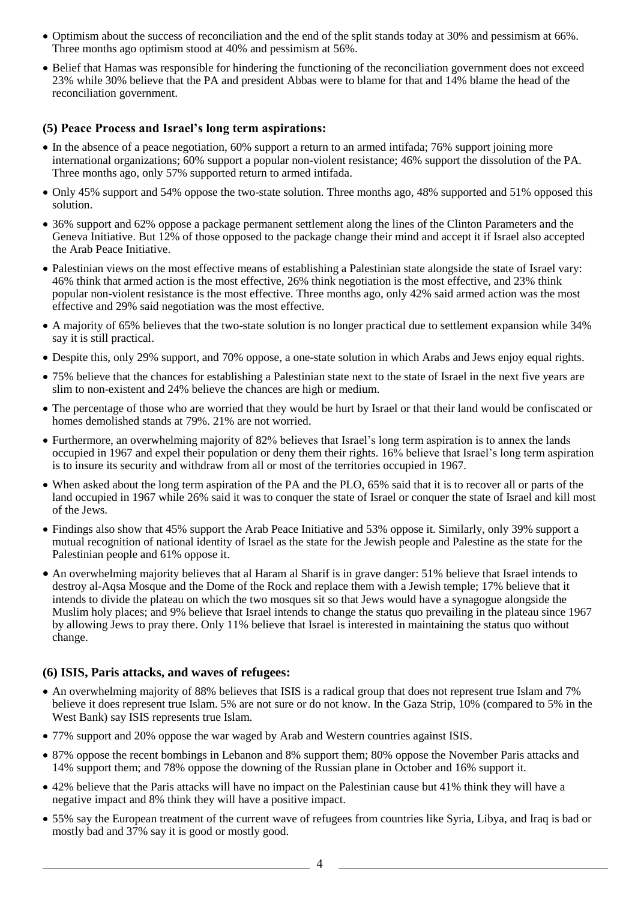- Optimism about the success of reconciliation and the end of the split stands today at 30% and pessimism at 66%. Three months ago optimism stood at 40% and pessimism at 56%.
- Belief that Hamas was responsible for hindering the functioning of the reconciliation government does not exceed 23% while 30% believe that the PA and president Abbas were to blame for that and 14% blame the head of the reconciliation government.

### (5) Peace Process and Israel's long term aspirations:

- In the absence of a peace negotiation, 60% support a return to an armed intifada; 76% support joining more international organizations; 60% support a popular non-violent resistance; 46% support the dissolution of the PA. Three months ago, only 57% supported return to armed intifada.
- Only 45% support and 54% oppose the two-state solution. Three months ago, 48% supported and 51% opposed this solution.
- 36% support and 62% oppose a package permanent settlement along the lines of the Clinton Parameters and the Geneva Initiative. But 12% of those opposed to the package change their mind and accept it if Israel also accepted the Arab Peace Initiative.
- Palestinian views on the most effective means of establishing a Palestinian state alongside the state of Israel vary: 46% think that armed action is the most effective, 26% think negotiation is the most effective, and 23% think popular non-violent resistance is the most effective. Three months ago, only 42% said armed action was the most effective and 29% said negotiation was the most effective.
- A majority of 65% believes that the two-state solution is no longer practical due to settlement expansion while 34% say it is still practical.
- Despite this, only 29% support, and 70% oppose, a one-state solution in which Arabs and Jews enjoy equal rights.
- 75% believe that the chances for establishing a Palestinian state next to the state of Israel in the next five years are slim to non-existent and 24% believe the chances are high or medium.
- The percentage of those who are worried that they would be hurt by Israel or that their land would be confiscated or homes demolished stands at 79%. 21% are not worried.
- Furthermore, an overwhelming majority of 82% believes that Israel's long term aspiration is to annex the lands occupied in 1967 and expel their population or deny them their rights. 16% believe that Israel's long term aspiration is to insure its security and withdraw from all or most of the territories occupied in 1967.
- When asked about the long term aspiration of the PA and the PLO, 65% said that it is to recover all or parts of the land occupied in 1967 while 26% said it was to conquer the state of Israel or conquer the state of Israel and kill most of the Jews.
- Findings also show that 45% support the Arab Peace Initiative and 53% oppose it. Similarly, only 39% support a mutual recognition of national identity of Israel as the state for the Jewish people and Palestine as the state for the Palestinian people and 61% oppose it.
- An overwhelming majority believes that al Haram al Sharif is in grave danger: 51% believe that Israel intends to destroy al-Aqsa Mosque and the Dome of the Rock and replace them with a Jewish temple; 17% believe that it intends to divide the plateau on which the two mosques sit so that Jews would have a synagogue alongside the Muslim holy places; and 9% believe that Israel intends to change the status quo prevailing in the plateau since 1967 by allowing Jews to pray there. Only 11% believe that Israel is interested in maintaining the status quo without change.

### (6) ISIS, Paris attacks, and waves of refugees:

- An overwhelming majority of 88% believes that ISIS is a radical group that does not represent true Islam and 7% believe it does represent true Islam. 5% are not sure or do not know. In the Gaza Strip, 10% (compared to 5% in the West Bank) say ISIS represents true Islam.
- 77% support and 20% oppose the war waged by Arab and Western countries against ISIS.
- 87% oppose the recent bombings in Lebanon and 8% support them; 80% oppose the November Paris attacks and 14% support them; and 78% oppose the downing of the Russian plane in October and 16% support it.
- 42% believe that the Paris attacks will have no impact on the Palestinian cause but 41% think they will have a negative impact and 8% think they will have a positive impact.
- 55% say the European treatment of the current wave of refugees from countries like Syria, Libya, and Iraq is bad or mostly bad and 37% say it is good or mostly good.